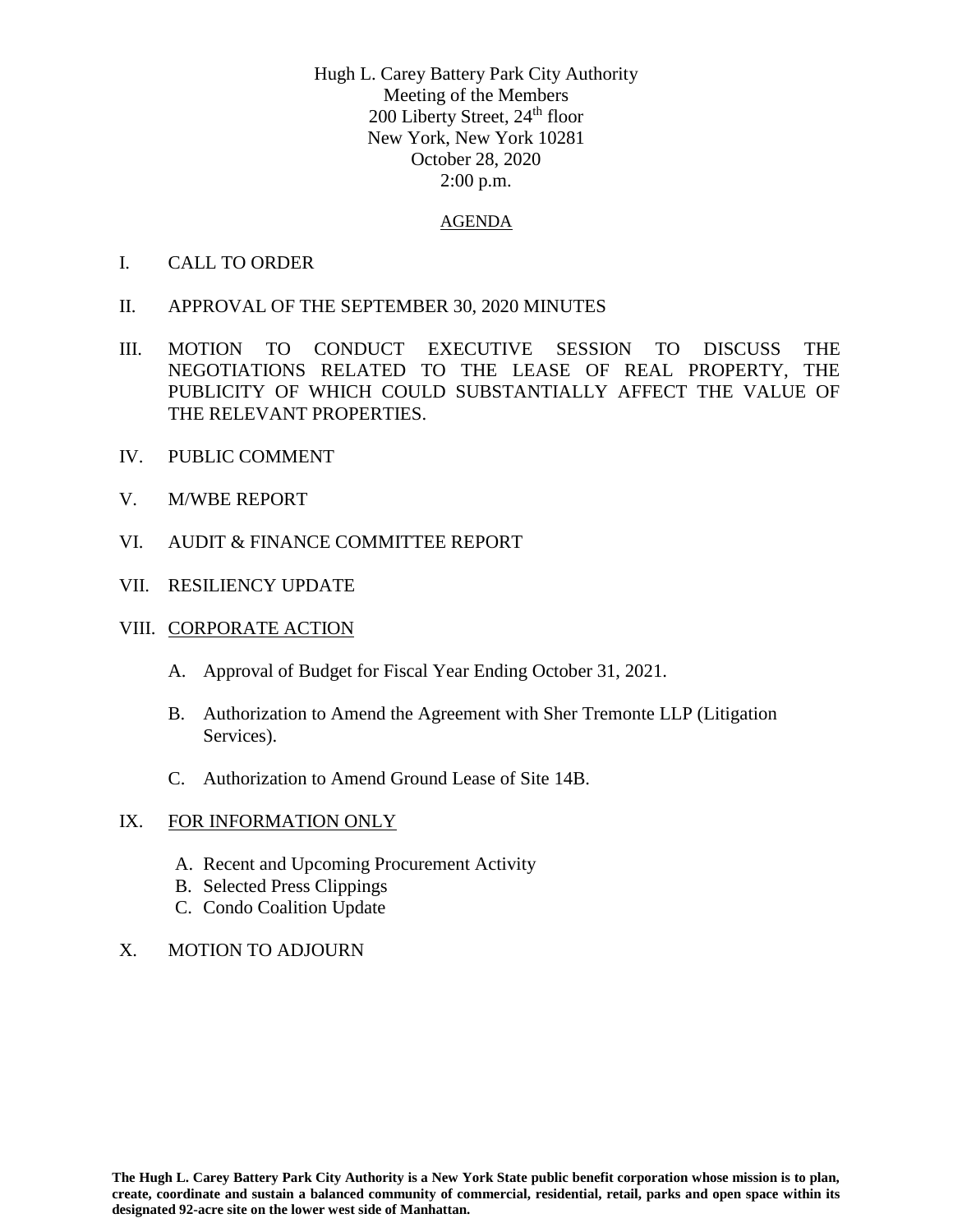Hugh L. Carey Battery Park City Authority
Meeting of the Members
200 Liberty Street, 24th floor
New York, New York 10281
October 28, 2020
2:00 p.m.

## AGENDA

I. CALL TO ORDER

II. APPROVAL OF THE SEPTEMBER 30, 2020 MINUTES

III. MOTION TO CONDUCT EXECUTIVE SESSION TO DISCUSS THE NEGOTIATIONS RELATED TO THE LEASE OF REAL PROPERTY, THE PUBLICITY OF WHICH COULD SUBSTANTIALLY AFFECT THE VALUE OF THE RELEVANT PROPERTIES.

IV. PUBLIC COMMENT

V. M/WBE REPORT

VI. AUDIT & FINANCE COMMITTEE REPORT

VII. RESILIENCY UPDATE

VIII. CORPORATE ACTION

A. Approval of Budget for Fiscal Year Ending October 31, 2021.

B. Authorization to Amend the Agreement with Sher Tremonte LLP (Litigation Services).

C. Authorization to Amend Ground Lease of Site 14B.

IX. FOR INFORMATION ONLY

A. Recent and Upcoming Procurement Activity
B. Selected Press Clippings
C. Condo Coalition Update

X. MOTION TO ADJOURN

**The Hugh L. Carey Battery Park City Authority is a New York State public benefit corporation whose mission is to plan, create, coordinate and sustain a balanced community of commercial, residential, retail, parks and open space within its designated 92-acre site on the lower west side of Manhattan.**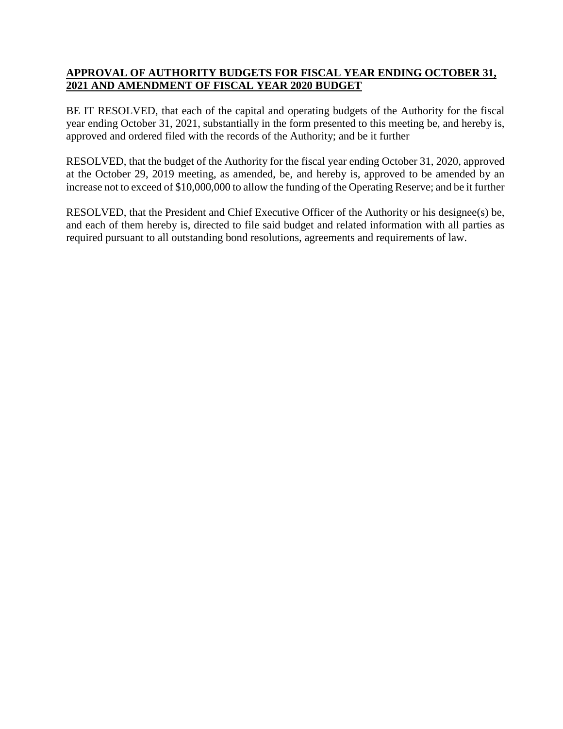**APPROVAL OF AUTHORITY BUDGETS FOR FISCAL YEAR ENDING OCTOBER 31, 2021 AND AMENDMENT OF FISCAL YEAR 2020 BUDGET**

BE IT RESOLVED, that each of the capital and operating budgets of the Authority for the fiscal year ending October 31, 2021, substantially in the form presented to this meeting be, and hereby is, approved and ordered filed with the records of the Authority; and be it further

RESOLVED, that the budget of the Authority for the fiscal year ending October 31, 2020, approved at the October 29, 2019 meeting, as amended, be, and hereby is, approved to be amended by an increase not to exceed of $10,000,000 to allow the funding of the Operating Reserve; and be it further

RESOLVED, that the President and Chief Executive Officer of the Authority or his designee(s) be, and each of them hereby is, directed to file said budget and related information with all parties as required pursuant to all outstanding bond resolutions, agreements and requirements of law.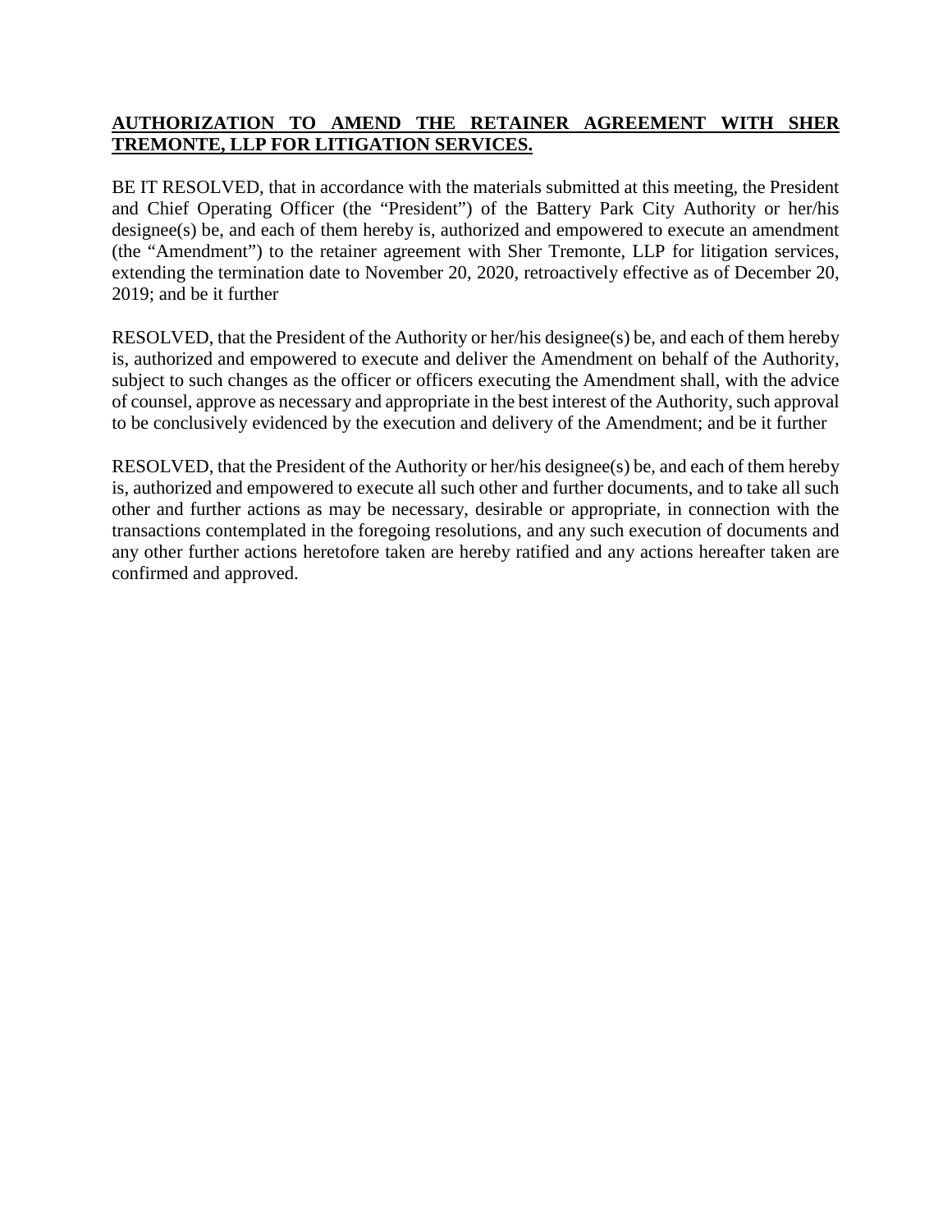**AUTHORIZATION TO AMEND THE RETAINER AGREEMENT WITH SHER TREMONTE, LLP FOR LITIGATION SERVICES.**

BE IT RESOLVED, that in accordance with the materials submitted at this meeting, the President and Chief Operating Officer (the "President") of the Battery Park City Authority or her/his designee(s) be, and each of them hereby is, authorized and empowered to execute an amendment (the "Amendment") to the retainer agreement with Sher Tremonte, LLP for litigation services, extending the termination date to November 20, 2020, retroactively effective as of December 20, 2019; and be it further

RESOLVED, that the President of the Authority or her/his designee(s) be, and each of them hereby is, authorized and empowered to execute and deliver the Amendment on behalf of the Authority, subject to such changes as the officer or officers executing the Amendment shall, with the advice of counsel, approve as necessary and appropriate in the best interest of the Authority, such approval to be conclusively evidenced by the execution and delivery of the Amendment; and be it further

RESOLVED, that the President of the Authority or her/his designee(s) be, and each of them hereby is, authorized and empowered to execute all such other and further documents, and to take all such other and further actions as may be necessary, desirable or appropriate, in connection with the transactions contemplated in the foregoing resolutions, and any such execution of documents and any other further actions heretofore taken are hereby ratified and any actions hereafter taken are confirmed and approved.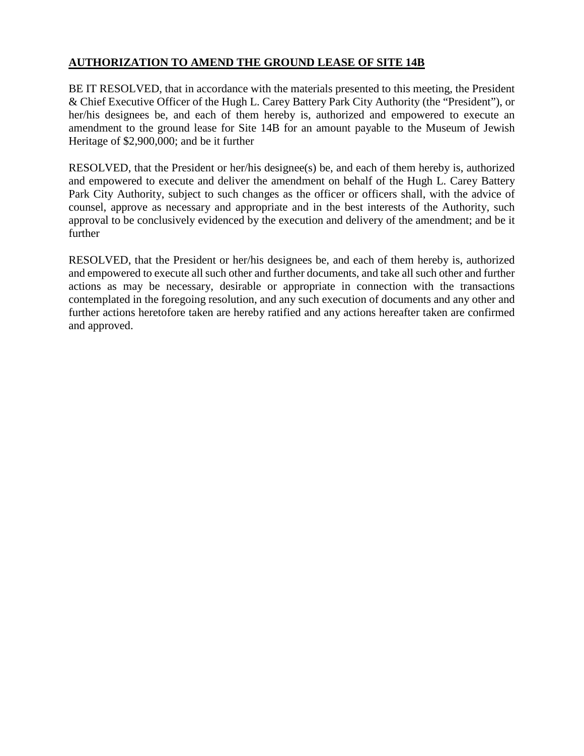**AUTHORIZATION TO AMEND THE GROUND LEASE OF SITE 14B**

BE IT RESOLVED, that in accordance with the materials presented to this meeting, the President & Chief Executive Officer of the Hugh L. Carey Battery Park City Authority (the "President"), or her/his designees be, and each of them hereby is, authorized and empowered to execute an amendment to the ground lease for Site 14B for an amount payable to the Museum of Jewish Heritage of $2,900,000; and be it further

RESOLVED, that the President or her/his designee(s) be, and each of them hereby is, authorized and empowered to execute and deliver the amendment on behalf of the Hugh L. Carey Battery Park City Authority, subject to such changes as the officer or officers shall, with the advice of counsel, approve as necessary and appropriate and in the best interests of the Authority, such approval to be conclusively evidenced by the execution and delivery of the amendment; and be it further

RESOLVED, that the President or her/his designees be, and each of them hereby is, authorized and empowered to execute all such other and further documents, and take all such other and further actions as may be necessary, desirable or appropriate in connection with the transactions contemplated in the foregoing resolution, and any such execution of documents and any other and further actions heretofore taken are hereby ratified and any actions hereafter taken are confirmed and approved.